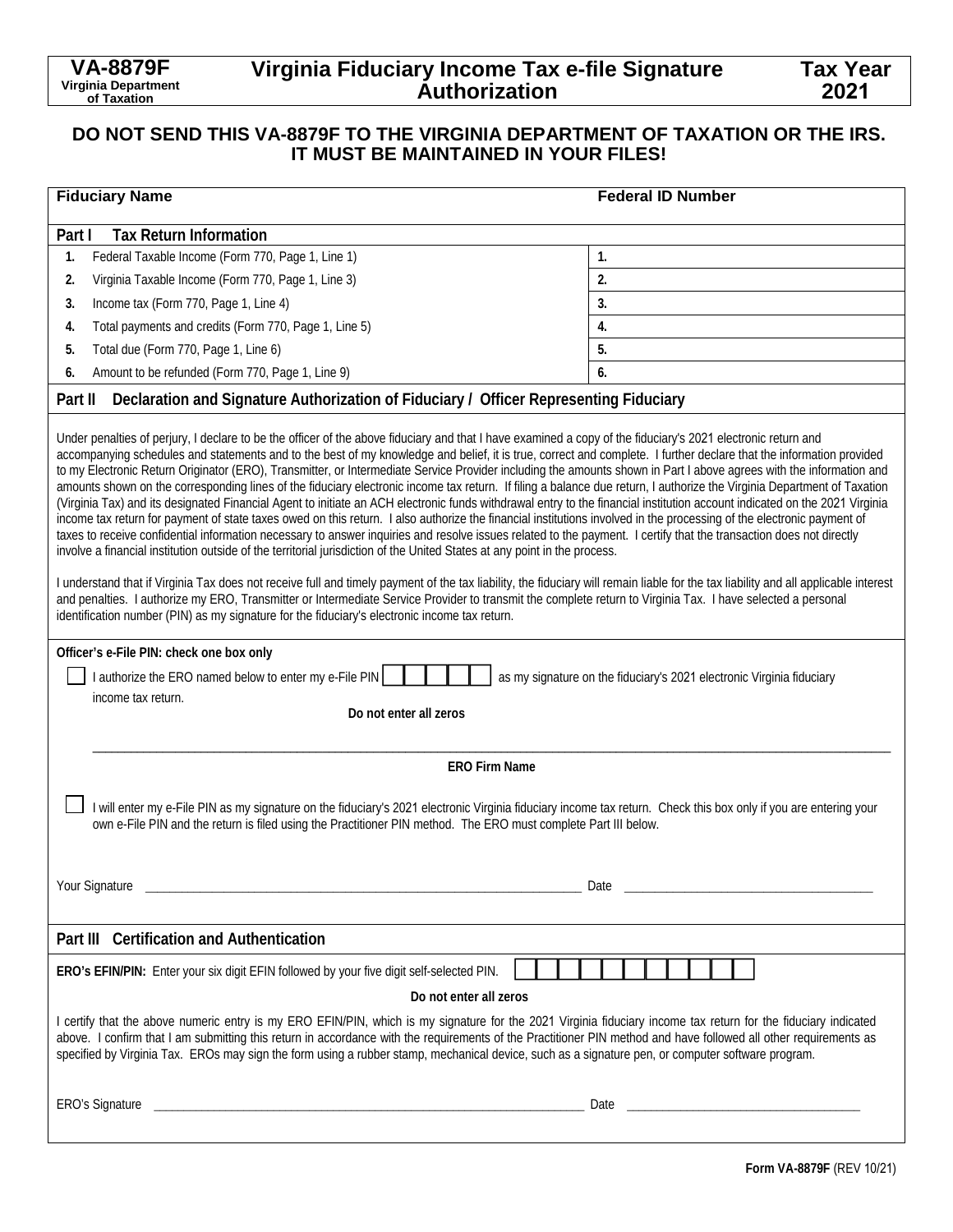**VA-8879F**
**Virginia Department of Taxation**

# Virginia Fiduciary Income Tax e-file Signature Authorization

**Tax Year 2021**

**DO NOT SEND THIS VA-8879F TO THE VIRGINIA DEPARTMENT OF TAXATION OR THE IRS. IT MUST BE MAINTAINED IN YOUR FILES!**

| **Fiduciary Name** | **Federal ID Number** |
|---|---|
| | |

## Part I Tax Return Information

| | |
|---|---|
| **1.** Federal Taxable Income (Form 770, Page 1, Line 1) | **1.** |
| **2.** Virginia Taxable Income (Form 770, Page 1, Line 3) | **2.** |
| **3.** Income tax (Form 770, Page 1, Line 4) | **3.** |
| **4.** Total payments and credits (Form 770, Page 1, Line 5) | **4.** |
| **5.** Total due (Form 770, Page 1, Line 6) | **5.** |
| **6.** Amount to be refunded (Form 770, Page 1, Line 9) | **6.** |

## Part II Declaration and Signature Authorization of Fiduciary / Officer Representing Fiduciary

Under penalties of perjury, I declare to be the officer of the above fiduciary and that I have examined a copy of the fiduciary's 2021 electronic return and accompanying schedules and statements and to the best of my knowledge and belief, it is true, correct and complete. I further declare that the information provided to my Electronic Return Originator (ERO), Transmitter, or Intermediate Service Provider including the amounts shown in Part I above agrees with the information and amounts shown on the corresponding lines of the fiduciary electronic income tax return. If filing a balance due return, I authorize the Virginia Department of Taxation (Virginia Tax) and its designated Financial Agent to initiate an ACH electronic funds withdrawal entry to the financial institution account indicated on the 2021 Virginia income tax return for payment of state taxes owed on this return. I also authorize the financial institutions involved in the processing of the electronic payment of taxes to receive confidential information necessary to answer inquiries and resolve issues related to the payment. I certify that the transaction does not directly involve a financial institution outside of the territorial jurisdiction of the United States at any point in the process.

I understand that if Virginia Tax does not receive full and timely payment of the tax liability, the fiduciary will remain liable for the tax liability and all applicable interest and penalties. I authorize my ERO, Transmitter or Intermediate Service Provider to transmit the complete return to Virginia Tax. I have selected a personal identification number (PIN) as my signature for the fiduciary's electronic income tax return.

**Officer's e-File PIN: check one box only**

☐ I authorize the ERO named below to enter my e-File PIN ☐☐☐☐☐ as my signature on the fiduciary's 2021 electronic Virginia fiduciary income tax return.

**Do not enter all zeros**

\_\_\_\_\_\_\_\_\_\_\_\_\_\_\_\_\_\_\_\_\_\_\_\_\_\_\_\_\_\_\_\_\_\_\_\_\_\_\_\_\_\_\_\_\_\_\_\_
**ERO Firm Name**

☐ I will enter my e-File PIN as my signature on the fiduciary's 2021 electronic Virginia fiduciary income tax return. Check this box only if you are entering your own e-File PIN and the return is filed using the Practitioner PIN method. The ERO must complete Part III below.

Your Signature \_\_\_\_\_\_\_\_\_\_\_\_\_\_\_\_\_\_\_\_\_\_\_\_\_\_\_\_\_\_\_\_\_\_\_\_\_\_\_\_ Date \_\_\_\_\_\_\_\_\_\_\_\_\_\_\_\_\_\_\_\_\_\_\_\_

## Part III Certification and Authentication

**ERO's EFIN/PIN:** Enter your six digit EFIN followed by your five digit self-selected PIN. ☐☐☐☐☐☐☐☐☐☐☐

**Do not enter all zeros**

I certify that the above numeric entry is my ERO EFIN/PIN, which is my signature for the 2021 Virginia fiduciary income tax return for the fiduciary indicated above. I confirm that I am submitting this return in accordance with the requirements of the Practitioner PIN method and have followed all other requirements as specified by Virginia Tax. EROs may sign the form using a rubber stamp, mechanical device, such as a signature pen, or computer software program.

ERO's Signature \_\_\_\_\_\_\_\_\_\_\_\_\_\_\_\_\_\_\_\_\_\_\_\_\_\_\_\_\_\_\_\_\_\_\_\_\_\_\_\_ Date \_\_\_\_\_\_\_\_\_\_\_\_\_\_\_\_\_\_\_\_\_\_\_\_

**Form VA-8879F** (REV 10/21)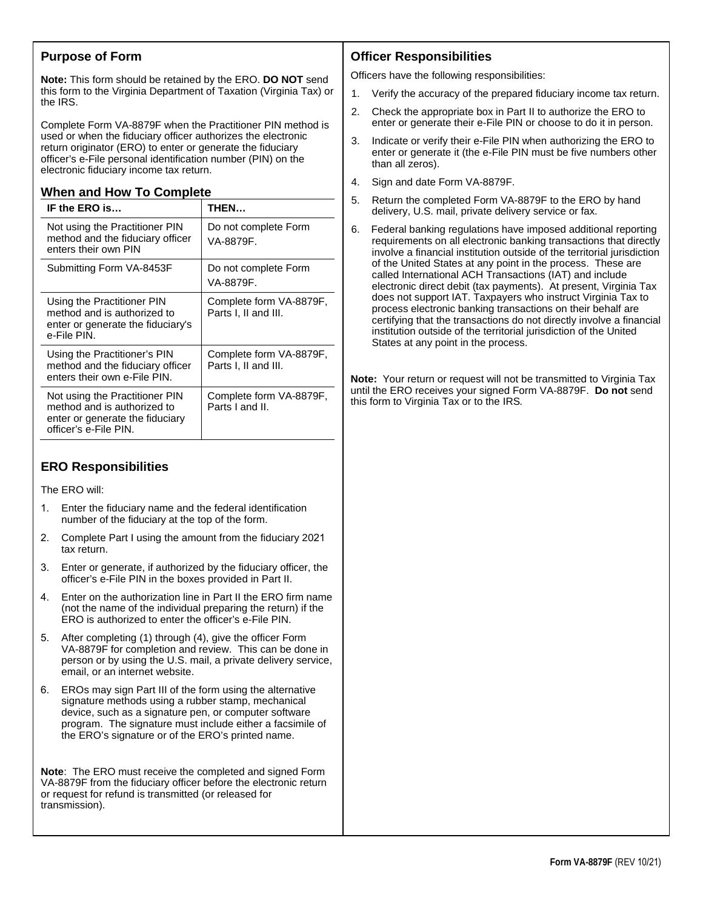## Purpose of Form

**Note:** This form should be retained by the ERO. **DO NOT** send this form to the Virginia Department of Taxation (Virginia Tax) or the IRS.

Complete Form VA-8879F when the Practitioner PIN method is used or when the fiduciary officer authorizes the electronic return originator (ERO) to enter or generate the fiduciary officer's e-File personal identification number (PIN) on the electronic fiduciary income tax return.

### When and How To Complete

| IF the ERO is… | THEN… |
|---|---|
| Not using the Practitioner PIN method and the fiduciary officer enters their own PIN | Do not complete Form VA-8879F. |
| Submitting Form VA-8453F | Do not complete Form VA-8879F. |
| Using the Practitioner PIN method and is authorized to enter or generate the fiduciary's e-File PIN. | Complete form VA-8879F, Parts I, II and III. |
| Using the Practitioner's PIN method and the fiduciary officer enters their own e-File PIN. | Complete form VA-8879F, Parts I, II and III. |
| Not using the Practitioner PIN method and is authorized to enter or generate the fiduciary officer's e-File PIN. | Complete form VA-8879F, Parts I and II. |

## ERO Responsibilities

The ERO will:

1. Enter the fiduciary name and the federal identification number of the fiduciary at the top of the form.
2. Complete Part I using the amount from the fiduciary 2021 tax return.
3. Enter or generate, if authorized by the fiduciary officer, the officer's e-File PIN in the boxes provided in Part II.
4. Enter on the authorization line in Part II the ERO firm name (not the name of the individual preparing the return) if the ERO is authorized to enter the officer's e-File PIN.
5. After completing (1) through (4), give the officer Form VA-8879F for completion and review. This can be done in person or by using the U.S. mail, a private delivery service, email, or an internet website.
6. EROs may sign Part III of the form using the alternative signature methods using a rubber stamp, mechanical device, such as a signature pen, or computer software program. The signature must include either a facsimile of the ERO's signature or of the ERO's printed name.

**Note**: The ERO must receive the completed and signed Form VA-8879F from the fiduciary officer before the electronic return or request for refund is transmitted (or released for transmission).

## Officer Responsibilities

Officers have the following responsibilities:

1. Verify the accuracy of the prepared fiduciary income tax return.
2. Check the appropriate box in Part II to authorize the ERO to enter or generate their e-File PIN or choose to do it in person.
3. Indicate or verify their e-File PIN when authorizing the ERO to enter or generate it (the e-File PIN must be five numbers other than all zeros).
4. Sign and date Form VA-8879F.
5. Return the completed Form VA-8879F to the ERO by hand delivery, U.S. mail, private delivery service or fax.
6. Federal banking regulations have imposed additional reporting requirements on all electronic banking transactions that directly involve a financial institution outside of the territorial jurisdiction of the United States at any point in the process. These are called International ACH Transactions (IAT) and include electronic direct debit (tax payments). At present, Virginia Tax does not support IAT. Taxpayers who instruct Virginia Tax to process electronic banking transactions on their behalf are certifying that the transactions do not directly involve a financial institution outside of the territorial jurisdiction of the United States at any point in the process.

**Note:** Your return or request will not be transmitted to Virginia Tax until the ERO receives your signed Form VA-8879F. **Do not** send this form to Virginia Tax or to the IRS.

**Form VA-8879F** (REV 10/21)